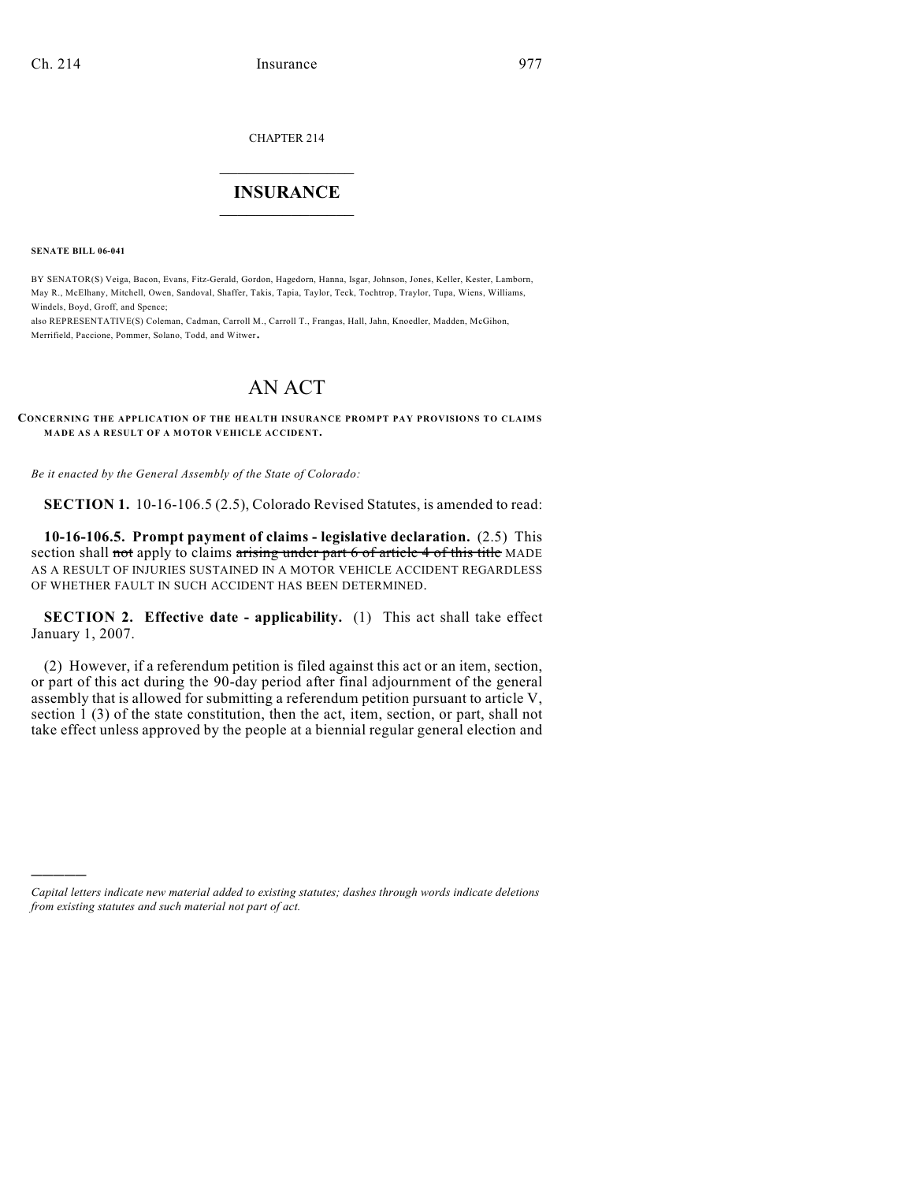CHAPTER 214

# INSURANCE

**SENATE BILL 06-041**

BY SENATOR(S) Veiga, Bacon, Evans, Fitz-Gerald, Gordon, Hagedorn, Hanna, Isgar, Johnson, Jones, Keller, Kester, Lamborn, May R., McElhany, Mitchell, Owen, Sandoval, Shaffer, Takis, Tapia, Taylor, Teck, Tochtrop, Traylor, Tupa, Wiens, Williams, Windels, Boyd, Groff, and Spence;

also REPRESENTATIVE(S) Coleman, Cadman, Carroll M., Carroll T., Frangas, Hall, Jahn, Knoedler, Madden, McGihon, Merrifield, Paccione, Pommer, Solano, Todd, and Witwer.

# AN ACT

**CONCERNING THE APPLICATION OF THE HEALTH INSURANCE PROMPT PAY PROVISIONS TO CLAIMS MADE AS A RESULT OF A MOTOR VEHICLE ACCIDENT.**

*Be it enacted by the General Assembly of the State of Colorado:*

**SECTION 1.** 10-16-106.5 (2.5), Colorado Revised Statutes, is amended to read:

**10-16-106.5. Prompt payment of claims - legislative declaration.** (2.5) This section shall ~~not~~ apply to claims ~~arising under part 6 of article 4 of this title~~ MADE AS A RESULT OF INJURIES SUSTAINED IN A MOTOR VEHICLE ACCIDENT REGARDLESS OF WHETHER FAULT IN SUCH ACCIDENT HAS BEEN DETERMINED.

**SECTION 2. Effective date - applicability.** (1) This act shall take effect January 1, 2007.

(2) However, if a referendum petition is filed against this act or an item, section, or part of this act during the 90-day period after final adjournment of the general assembly that is allowed for submitting a referendum petition pursuant to article V, section 1 (3) of the state constitution, then the act, item, section, or part, shall not take effect unless approved by the people at a biennial regular general election and

---

*Capital letters indicate new material added to existing statutes; dashes through words indicate deletions from existing statutes and such material not part of act.*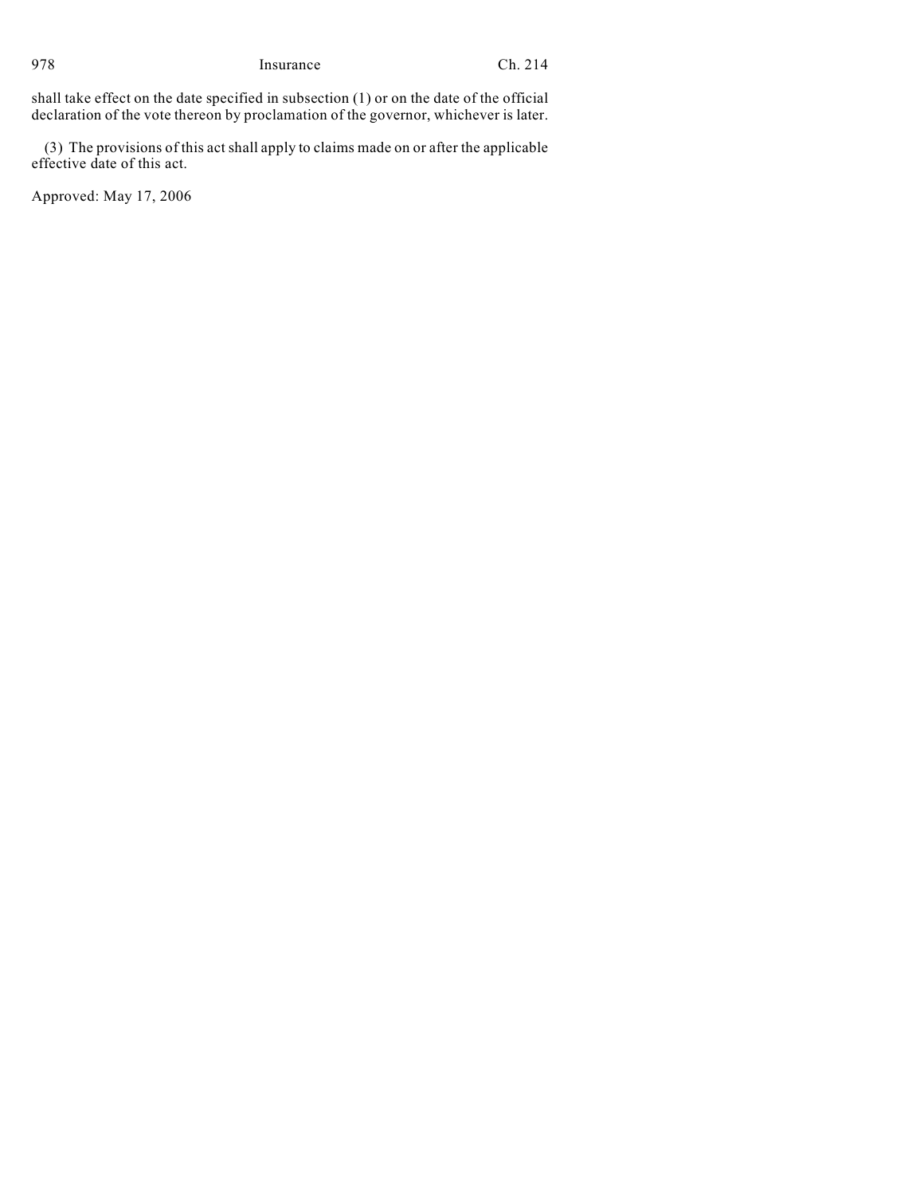shall take effect on the date specified in subsection (1) or on the date of the official declaration of the vote thereon by proclamation of the governor, whichever is later.

(3) The provisions of this act shall apply to claims made on or after the applicable effective date of this act.

Approved: May 17, 2006